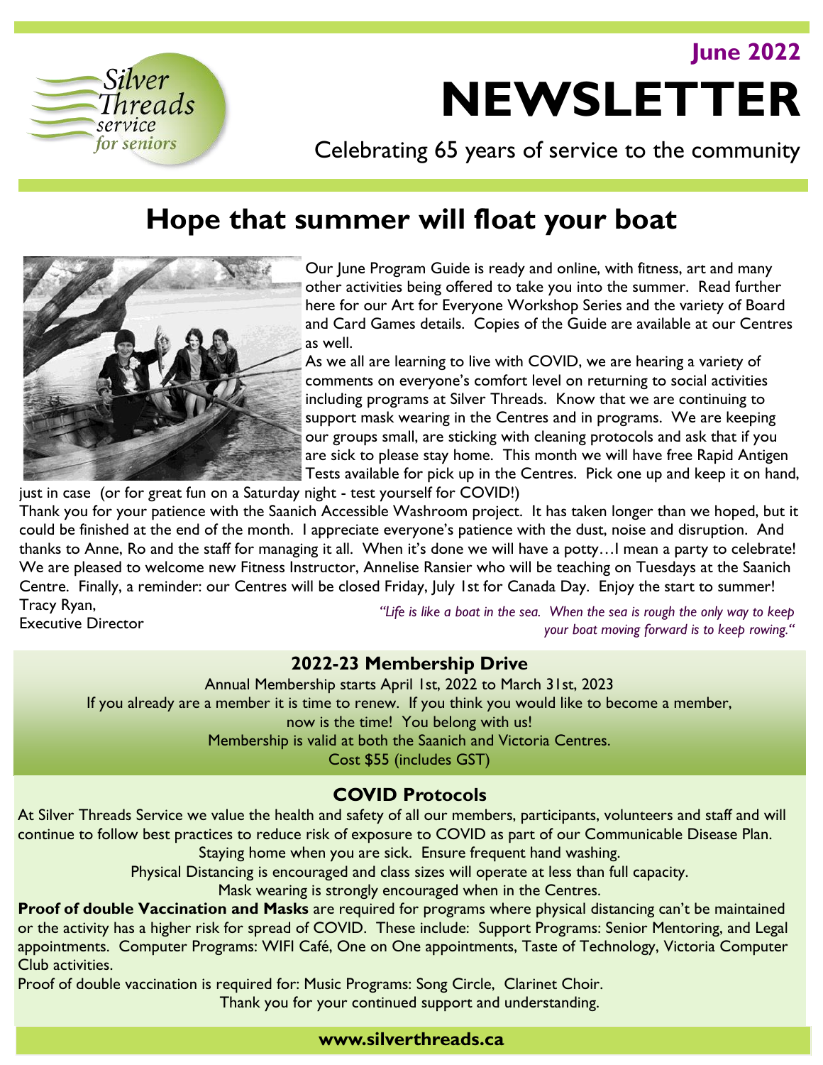June 2022

# NEWSLETTER

Celebrating 65 years of service to the community

## Hope that summer will float your boat

Our June Program Guide is ready and online, with fitness, art and many other activities being offered to take you into the summer. Read further here for our Art for Everyone Workshop Series and the variety of Board and Card Games details. Copies of the Guide are available at our Centres as well.

As we all are learning to live with COVID, we are hearing a variety of comments on everyone's comfort level on returning to social activities including programs at Silver Threads. Know that we are continuing to support mask wearing in the Centres and in programs. We are keeping our groups small, are sticking with cleaning protocols and ask that if you are sick to please stay home. This month we will have free Rapid Antigen Tests available for pick up in the Centres. Pick one up and keep it on hand, just in case (or for great fun on a Saturday night - test yourself for COVID!)

Thank you for your patience with the Saanich Accessible Washroom project. It has taken longer than we hoped, but it could be finished at the end of the month. I appreciate everyone's patience with the dust, noise and disruption. And thanks to Anne, Ro and the staff for managing it all. When it's done we will have a potty…I mean a party to celebrate! We are pleased to welcome new Fitness Instructor, Annelise Ransier who will be teaching on Tuesdays at the Saanich Centre. Finally, a reminder: our Centres will be closed Friday, July 1st for Canada Day. Enjoy the start to summer!

Tracy Ryan,
Executive Director

*"Life is like a boat in the sea. When the sea is rough the only way to keep your boat moving forward is to keep rowing."*

### 2022-23 Membership Drive

Annual Membership starts April 1st, 2022 to March 31st, 2023
If you already are a member it is time to renew. If you think you would like to become a member, now is the time! You belong with us!
Membership is valid at both the Saanich and Victoria Centres.
Cost $55 (includes GST)

### COVID Protocols

At Silver Threads Service we value the health and safety of all our members, participants, volunteers and staff and will continue to follow best practices to reduce risk of exposure to COVID as part of our Communicable Disease Plan.

Staying home when you are sick. Ensure frequent hand washing.

Physical Distancing is encouraged and class sizes will operate at less than full capacity.

Mask wearing is strongly encouraged when in the Centres.

**Proof of double Vaccination and Masks** are required for programs where physical distancing can't be maintained or the activity has a higher risk for spread of COVID. These include: Support Programs: Senior Mentoring, and Legal appointments. Computer Programs: WIFI Café, One on One appointments, Taste of Technology, Victoria Computer Club activities.

Proof of double vaccination is required for: Music Programs: Song Circle, Clarinet Choir.

Thank you for your continued support and understanding.

**www.silverthreads.ca**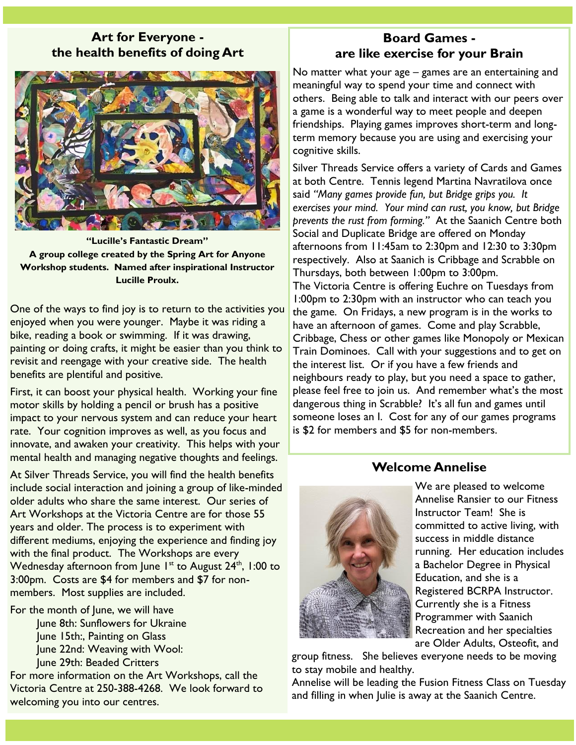## Art for Everyone - the health benefits of doing Art

**"Lucille's Fantastic Dream"**
**A group college created by the Spring Art for Anyone Workshop students. Named after inspirational Instructor Lucille Proulx.**

One of the ways to find joy is to return to the activities you enjoyed when you were younger. Maybe it was riding a bike, reading a book or swimming. If it was drawing, painting or doing crafts, it might be easier than you think to revisit and reengage with your creative side. The health benefits are plentiful and positive.

First, it can boost your physical health. Working your fine motor skills by holding a pencil or brush has a positive impact to your nervous system and can reduce your heart rate. Your cognition improves as well, as you focus and innovate, and awaken your creativity. This helps with your mental health and managing negative thoughts and feelings.

At Silver Threads Service, you will find the health benefits include social interaction and joining a group of like-minded older adults who share the same interest. Our series of Art Workshops at the Victoria Centre are for those 55 years and older. The process is to experiment with different mediums, enjoying the experience and finding joy with the final product. The Workshops are every Wednesday afternoon from June 1st to August 24th, 1:00 to 3:00pm. Costs are $4 for members and $7 for non-members. Most supplies are included.

For the month of June, we will have

- June 8th: Sunflowers for Ukraine
- June 15th:, Painting on Glass
- June 22nd: Weaving with Wool:
- June 29th: Beaded Critters

For more information on the Art Workshops, call the Victoria Centre at 250-388-4268. We look forward to welcoming you into our centres.

## Board Games - are like exercise for your Brain

No matter what your age – games are an entertaining and meaningful way to spend your time and connect with others. Being able to talk and interact with our peers over a game is a wonderful way to meet people and deepen friendships. Playing games improves short-term and long-term memory because you are using and exercising your cognitive skills.

Silver Threads Service offers a variety of Cards and Games at both Centre. Tennis legend Martina Navratilova once said *"Many games provide fun, but Bridge grips you. It exercises your mind. Your mind can rust, you know, but Bridge prevents the rust from forming."* At the Saanich Centre both Social and Duplicate Bridge are offered on Monday afternoons from 11:45am to 2:30pm and 12:30 to 3:30pm respectively. Also at Saanich is Cribbage and Scrabble on Thursdays, both between 1:00pm to 3:00pm.

The Victoria Centre is offering Euchre on Tuesdays from 1:00pm to 2:30pm with an instructor who can teach you the game. On Fridays, a new program is in the works to have an afternoon of games. Come and play Scrabble, Cribbage, Chess or other games like Monopoly or Mexican Train Dominoes. Call with your suggestions and to get on the interest list. Or if you have a few friends and neighbours ready to play, but you need a space to gather, please feel free to join us. And remember what's the most dangerous thing in Scrabble? It's all fun and games until someone loses an I. Cost for any of our games programs is $2 for members and $5 for non-members.

## Welcome Annelise

We are pleased to welcome Annelise Ransier to our Fitness Instructor Team! She is committed to active living, with success in middle distance running. Her education includes a Bachelor Degree in Physical Education, and she is a Registered BCRPA Instructor. Currently she is a Fitness Programmer with Saanich Recreation and her specialties are Older Adults, Osteofit, and group fitness. She believes everyone needs to be moving to stay mobile and healthy.

Annelise will be leading the Fusion Fitness Class on Tuesday and filling in when Julie is away at the Saanich Centre.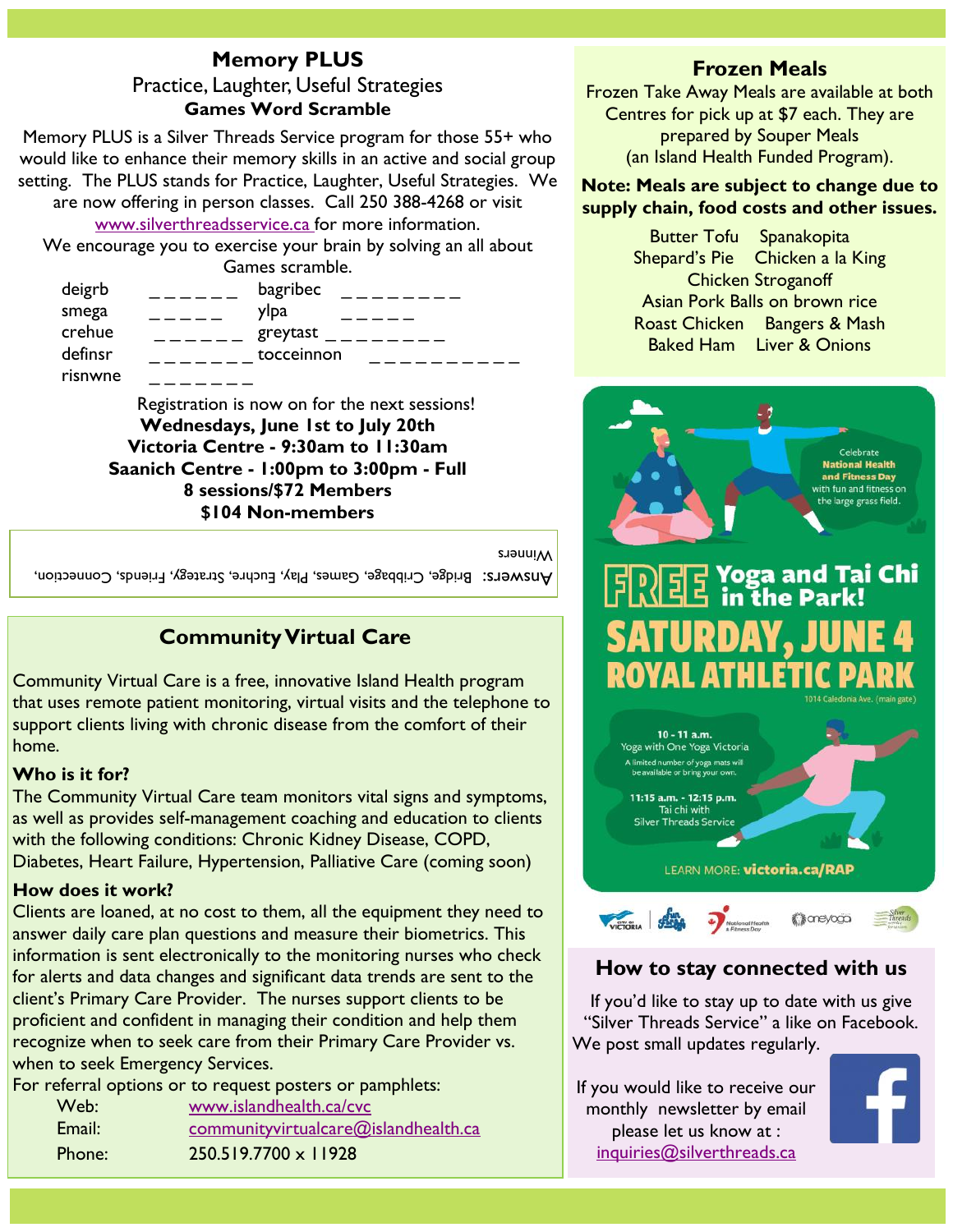## Memory PLUS

Practice, Laughter, Useful Strategies

**Games Word Scramble**

Memory PLUS is a Silver Threads Service program for those 55+ who would like to enhance their memory skills in an active and social group setting. The PLUS stands for Practice, Laughter, Useful Strategies. We are now offering in person classes. Call 250 388-4268 or visit www.silverthreadsservice.ca for more information.

We encourage you to exercise your brain by solving an all about Games scramble.

| | | | |
|---|---|---|---|
| deigrb | _ _ _ _ _ _ | bagribec | _ _ _ _ _ _ _ _ |
| smega | _ _ _ _ _ | ylpa | _ _ _ _ _ |
| crehue | _ _ _ _ _ _ | greytast | _ _ _ _ _ _ _ _ |
| definsr | _ _ _ _ _ _ _ | tocceinnon | _ _ _ _ _ _ _ _ _ _ |
| risnwne | _ _ _ _ _ _ _ | | |

Registration is now on for the next sessions!

**Wednesdays, June 1st to July 20th**
**Victoria Centre - 9:30am to 11:30am**
**Saanich Centre - 1:00pm to 3:00pm - Full**
**8 sessions/$72 Members**
**$104 Non-members**

Answers: Bridge, Cribbage, Games, Play, Euchre, Strategy, Friends, Connection, Winners

## Community Virtual Care

Community Virtual Care is a free, innovative Island Health program that uses remote patient monitoring, virtual visits and the telephone to support clients living with chronic disease from the comfort of their home.

**Who is it for?**

The Community Virtual Care team monitors vital signs and symptoms, as well as provides self-management coaching and education to clients with the following conditions: Chronic Kidney Disease, COPD, Diabetes, Heart Failure, Hypertension, Palliative Care (coming soon)

**How does it work?**

Clients are loaned, at no cost to them, all the equipment they need to answer daily care plan questions and measure their biometrics. This information is sent electronically to the monitoring nurses who check for alerts and data changes and significant data trends are sent to the client's Primary Care Provider. The nurses support clients to be proficient and confident in managing their condition and help them recognize when to seek care from their Primary Care Provider vs. when to seek Emergency Services.

For referral options or to request posters or pamphlets:

Web: www.islandhealth.ca/cvc
Email: communityvirtualcare@islandhealth.ca
Phone: 250.519.7700 x 11928

## Frozen Meals

Frozen Take Away Meals are available at both Centres for pick up at $7 each. They are prepared by Souper Meals (an Island Health Funded Program).

**Note: Meals are subject to change due to supply chain, food costs and other issues.**

Butter Tofu Spanakopita
Shepard's Pie Chicken a la King
Chicken Stroganoff
Asian Pork Balls on brown rice
Roast Chicken Bangers & Mash
Baked Ham Liver & Onions

Celebrate **National Health and Fitness Day** with fun and fitness on the large grass field.

**FREE Yoga and Tai Chi in the Park!**

**SATURDAY, JUNE 4**
**ROYAL ATHLETIC PARK**
1014 Caledonia Ave. (main gate)

**10 - 11 a.m.**
Yoga with One Yoga Victoria
A limited number of yoga mats will be available or bring your own.

**11:15 a.m. - 12:15 p.m.**
Tai chi with Silver Threads Service

LEARN MORE: **victoria.ca/RAP**

## How to stay connected with us

If you'd like to stay up to date with us give "Silver Threads Service" a like on Facebook. We post small updates regularly.

If you would like to receive our monthly newsletter by email please let us know at : inquiries@silverthreads.ca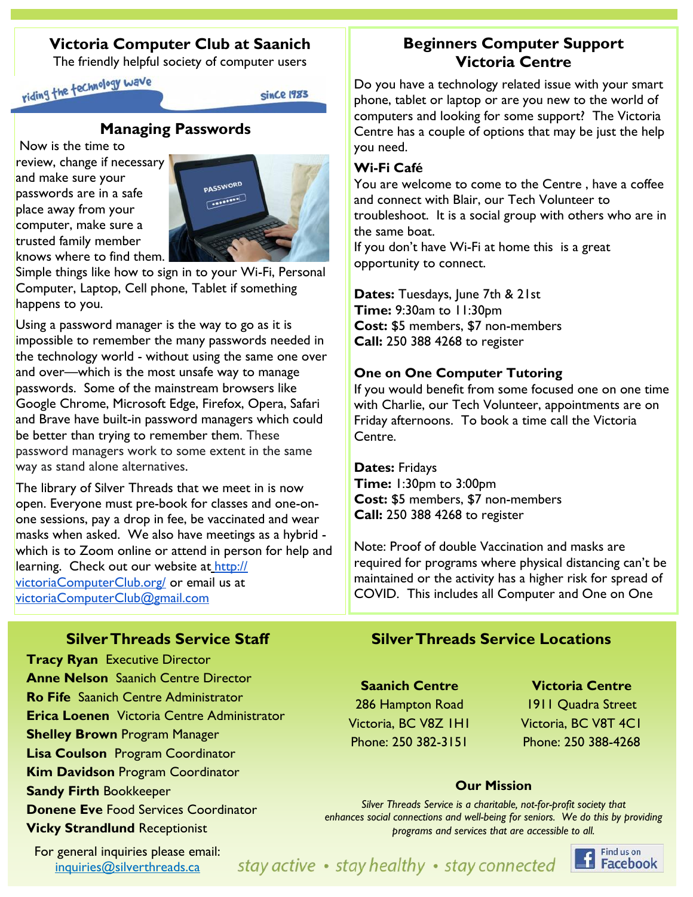## Victoria Computer Club at Saanich

The friendly helpful society of computer users

riding the technology wave since 1983

### Managing Passwords

Now is the time to review, change if necessary and make sure your passwords are in a safe place away from your computer, make sure a trusted family member knows where to find them. Simple things like how to sign in to your Wi-Fi, Personal Computer, Laptop, Cell phone, Tablet if something happens to you.

Using a password manager is the way to go as it is impossible to remember the many passwords needed in the technology world - without using the same one over and over—which is the most unsafe way to manage passwords. Some of the mainstream browsers like Google Chrome, Microsoft Edge, Firefox, Opera, Safari and Brave have built-in password managers which could be better than trying to remember them. These password managers work to some extent in the same way as stand alone alternatives.

The library of Silver Threads that we meet in is now open. Everyone must pre-book for classes and one-on-one sessions, pay a drop in fee, be vaccinated and wear masks when asked. We also have meetings as a hybrid - which is to Zoom online or attend in person for help and learning. Check out our website at http://victoriaComputerClub.org/ or email us at victoriaComputerClub@gmail.com

## Beginners Computer Support Victoria Centre

Do you have a technology related issue with your smart phone, tablet or laptop or are you new to the world of computers and looking for some support? The Victoria Centre has a couple of options that may be just the help you need.

### Wi-Fi Café

You are welcome to come to the Centre , have a coffee and connect with Blair, our Tech Volunteer to troubleshoot. It is a social group with others who are in the same boat.

If you don't have Wi-Fi at home this is a great opportunity to connect.

**Dates:** Tuesdays, June 7th & 21st
**Time:** 9:30am to 11:30pm
**Cost:** $5 members, $7 non-members
**Call:** 250 388 4268 to register

### One on One Computer Tutoring

If you would benefit from some focused one on one time with Charlie, our Tech Volunteer, appointments are on Friday afternoons. To book a time call the Victoria Centre.

**Dates:** Fridays
**Time:** 1:30pm to 3:00pm
**Cost:** $5 members, $7 non-members
**Call:** 250 388 4268 to register

Note: Proof of double Vaccination and masks are required for programs where physical distancing can't be maintained or the activity has a higher risk for spread of COVID. This includes all Computer and One on One

## Silver Threads Service Staff

**Tracy Ryan** Executive Director
**Anne Nelson** Saanich Centre Director
**Ro Fife** Saanich Centre Administrator
**Erica Loenen** Victoria Centre Administrator
**Shelley Brown** Program Manager
**Lisa Coulson** Program Coordinator
**Kim Davidson** Program Coordinator
**Sandy Firth** Bookkeeper
**Donene Eve** Food Services Coordinator
**Vicky Strandlund** Receptionist

For general inquiries please email: inquiries@silverthreads.ca

## Silver Threads Service Locations

**Saanich Centre**
286 Hampton Road
Victoria, BC V8Z 1H1
Phone: 250 382-3151

**Victoria Centre**
1911 Quadra Street
Victoria, BC V8T 4C1
Phone: 250 388-4268

### Our Mission

*Silver Threads Service is a charitable, not-for-profit society that enhances social connections and well-being for seniors. We do this by providing programs and services that are accessible to all.*

*stay active • stay healthy • stay connected*

Find us on Facebook